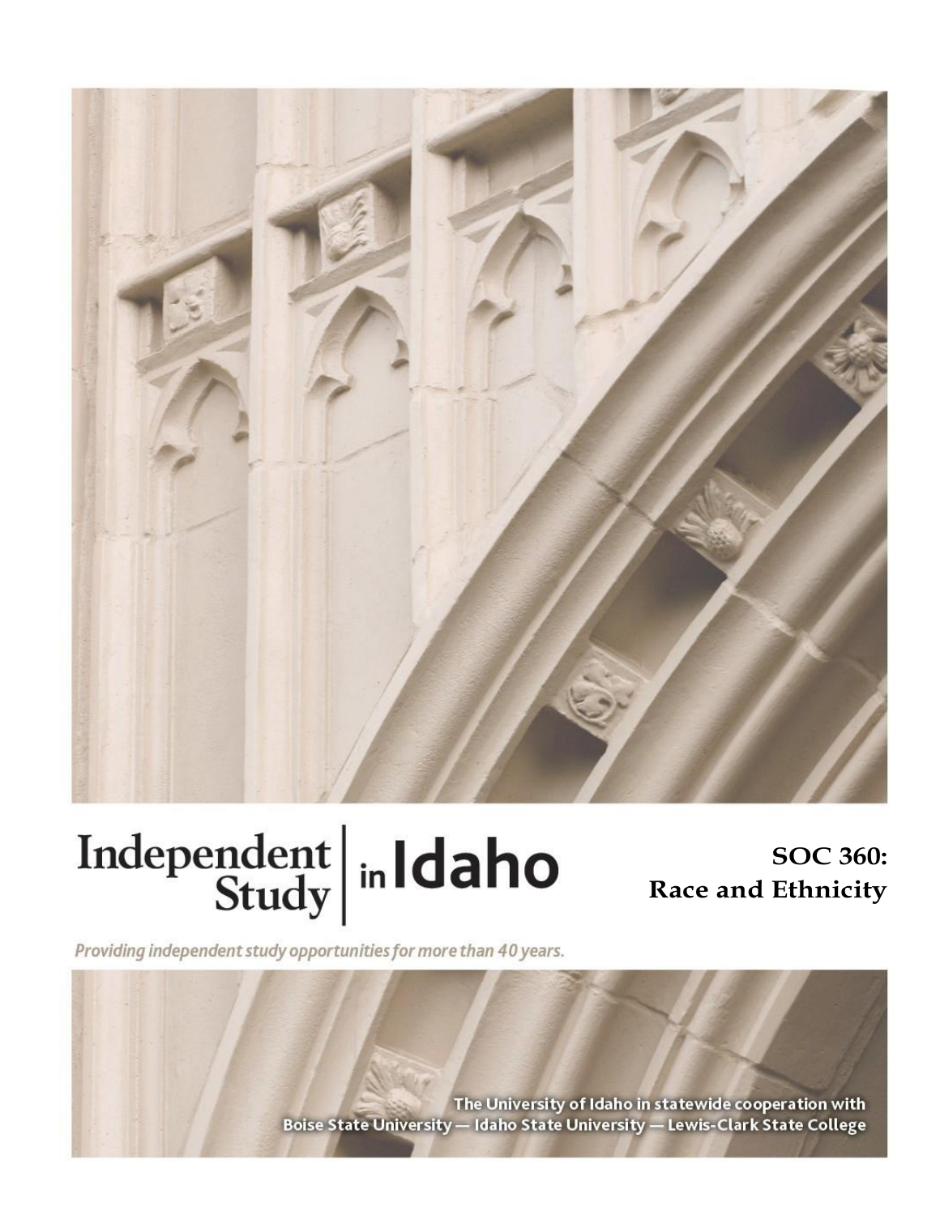# Independent Study in Idaho

## SOC 360: Race and Ethnicity

*Providing independent study opportunities for more than 40 years.*

The University of Idaho in statewide cooperation with
Boise State University — Idaho State University — Lewis-Clark State College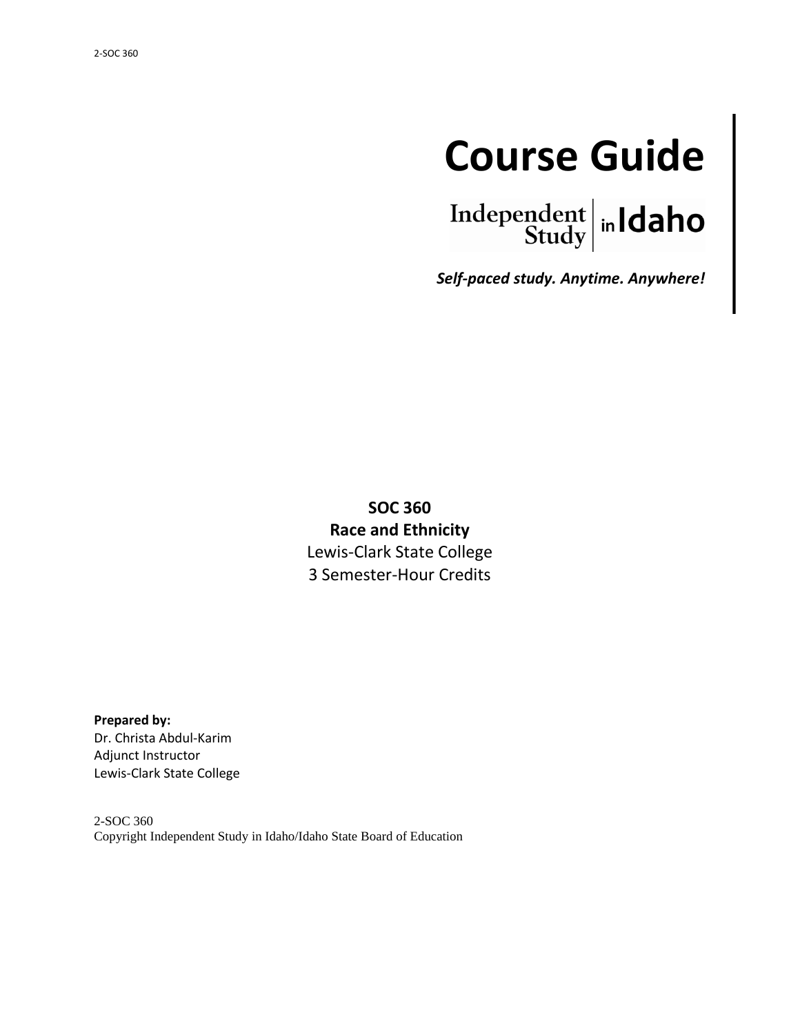# Course Guide

Independent Study in Idaho

***Self-paced study. Anytime. Anywhere!***

**SOC 360**
**Race and Ethnicity**
Lewis-Clark State College
3 Semester-Hour Credits

**Prepared by:**
Dr. Christa Abdul-Karim
Adjunct Instructor
Lewis-Clark State College

2-SOC 360
Copyright Independent Study in Idaho/Idaho State Board of Education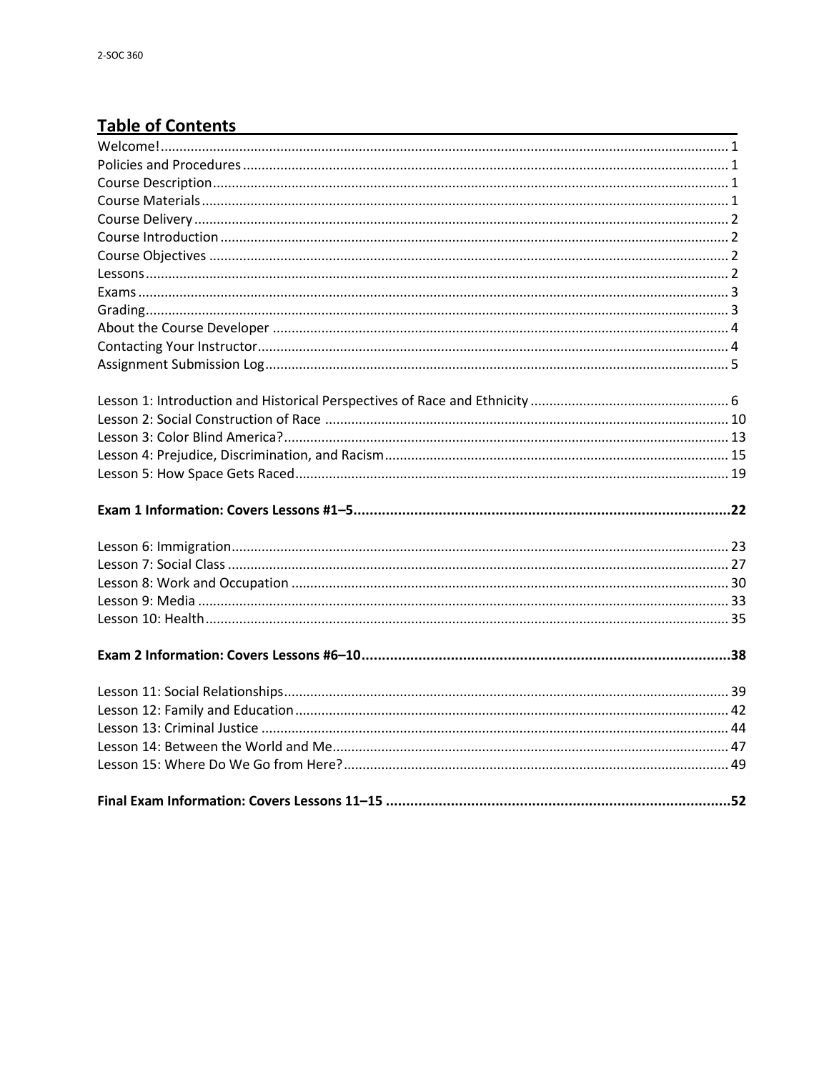## Table of Contents

Welcome! ........................................................................................................................................ 1
Policies and Procedures ................................................................................................................. 1
Course Description ......................................................................................................................... 1
Course Materials ............................................................................................................................ 1
Course Delivery .............................................................................................................................. 2
Course Introduction ........................................................................................................................ 2
Course Objectives ........................................................................................................................... 2
Lessons ........................................................................................................................................... 2
Exams ............................................................................................................................................. 3
Grading ........................................................................................................................................... 3
About the Course Developer .......................................................................................................... 4
Contacting Your Instructor .............................................................................................................. 4
Assignment Submission Log ............................................................................................................ 5

Lesson 1: Introduction and Historical Perspectives of Race and Ethnicity ..................................................... 6
Lesson 2: Social Construction of Race ........................................................................................... 10
Lesson 3: Color Blind America? ...................................................................................................... 13
Lesson 4: Prejudice, Discrimination, and Racism ........................................................................... 15
Lesson 5: How Space Gets Raced ................................................................................................... 19

**Exam 1 Information: Covers Lessons #1–5 ........................................................................................ 22**

Lesson 6: Immigration .................................................................................................................... 23
Lesson 7: Social Class ..................................................................................................................... 27
Lesson 8: Work and Occupation ..................................................................................................... 30
Lesson 9: Media ............................................................................................................................. 33
Lesson 10: Health ........................................................................................................................... 35

**Exam 2 Information: Covers Lessons #6–10 ...................................................................................... 38**

Lesson 11: Social Relationships ...................................................................................................... 39
Lesson 12: Family and Education ................................................................................................... 42
Lesson 13: Criminal Justice ............................................................................................................ 44
Lesson 14: Between the World and Me .......................................................................................... 47
Lesson 15: Where Do We Go from Here? ....................................................................................... 49

**Final Exam Information: Covers Lessons 11–15 .................................................................................. 52**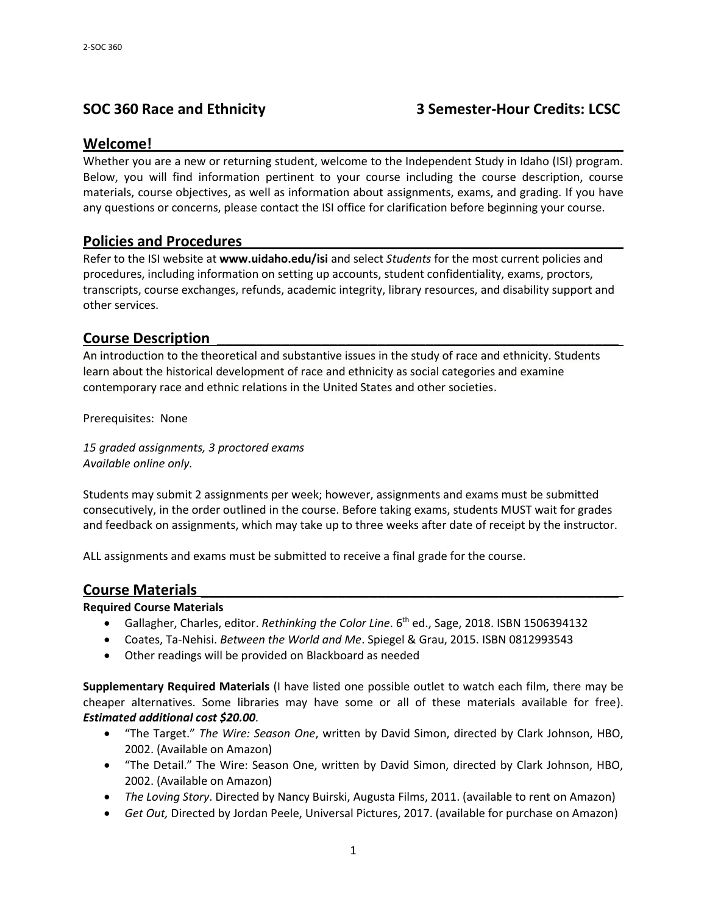## SOC 360 Race and Ethnicity — 3 Semester-Hour Credits: LCSC

## Welcome!

Whether you are a new or returning student, welcome to the Independent Study in Idaho (ISI) program. Below, you will find information pertinent to your course including the course description, course materials, course objectives, as well as information about assignments, exams, and grading. If you have any questions or concerns, please contact the ISI office for clarification before beginning your course.

## Policies and Procedures

Refer to the ISI website at **www.uidaho.edu/isi** and select *Students* for the most current policies and procedures, including information on setting up accounts, student confidentiality, exams, proctors, transcripts, course exchanges, refunds, academic integrity, library resources, and disability support and other services.

## Course Description

An introduction to the theoretical and substantive issues in the study of race and ethnicity. Students learn about the historical development of race and ethnicity as social categories and examine contemporary race and ethnic relations in the United States and other societies.

Prerequisites: None

*15 graded assignments, 3 proctored exams*
*Available online only.*

Students may submit 2 assignments per week; however, assignments and exams must be submitted consecutively, in the order outlined in the course. Before taking exams, students MUST wait for grades and feedback on assignments, which may take up to three weeks after date of receipt by the instructor.

ALL assignments and exams must be submitted to receive a final grade for the course.

## Course Materials

**Required Course Materials**

- Gallagher, Charles, editor. *Rethinking the Color Line*. 6th ed., Sage, 2018. ISBN 1506394132
- Coates, Ta-Nehisi. *Between the World and Me*. Spiegel & Grau, 2015. ISBN 0812993543
- Other readings will be provided on Blackboard as needed

**Supplementary Required Materials** (I have listed one possible outlet to watch each film, there may be cheaper alternatives. Some libraries may have some or all of these materials available for free). ***Estimated additional cost $20.00.***

- "The Target." *The Wire: Season One*, written by David Simon, directed by Clark Johnson, HBO, 2002. (Available on Amazon)
- "The Detail." The Wire: Season One, written by David Simon, directed by Clark Johnson, HBO, 2002. (Available on Amazon)
- *The Loving Story*. Directed by Nancy Buirski, Augusta Films, 2011. (available to rent on Amazon)
- *Get Out,* Directed by Jordan Peele, Universal Pictures, 2017. (available for purchase on Amazon)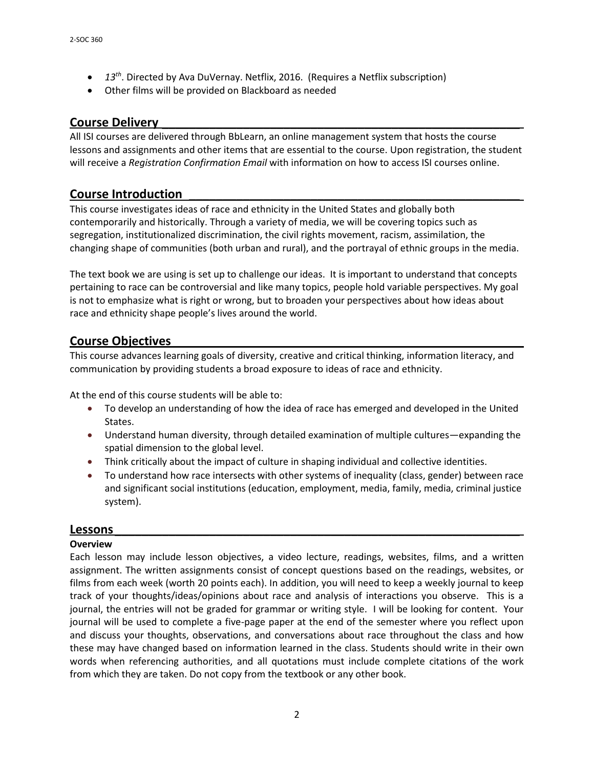- *13th*. Directed by Ava DuVernay. Netflix, 2016. (Requires a Netflix subscription)
- Other films will be provided on Blackboard as needed

## Course Delivery

All ISI courses are delivered through BbLearn, an online management system that hosts the course lessons and assignments and other items that are essential to the course. Upon registration, the student will receive a *Registration Confirmation Email* with information on how to access ISI courses online.

## Course Introduction

This course investigates ideas of race and ethnicity in the United States and globally both contemporarily and historically. Through a variety of media, we will be covering topics such as segregation, institutionalized discrimination, the civil rights movement, racism, assimilation, the changing shape of communities (both urban and rural), and the portrayal of ethnic groups in the media.

The text book we are using is set up to challenge our ideas. It is important to understand that concepts pertaining to race can be controversial and like many topics, people hold variable perspectives. My goal is not to emphasize what is right or wrong, but to broaden your perspectives about how ideas about race and ethnicity shape people's lives around the world.

## Course Objectives

This course advances learning goals of diversity, creative and critical thinking, information literacy, and communication by providing students a broad exposure to ideas of race and ethnicity.

At the end of this course students will be able to:

- To develop an understanding of how the idea of race has emerged and developed in the United States.
- Understand human diversity, through detailed examination of multiple cultures—expanding the spatial dimension to the global level.
- Think critically about the impact of culture in shaping individual and collective identities.
- To understand how race intersects with other systems of inequality (class, gender) between race and significant social institutions (education, employment, media, family, media, criminal justice system).

## Lessons

### Overview

Each lesson may include lesson objectives, a video lecture, readings, websites, films, and a written assignment. The written assignments consist of concept questions based on the readings, websites, or films from each week (worth 20 points each). In addition, you will need to keep a weekly journal to keep track of your thoughts/ideas/opinions about race and analysis of interactions you observe. This is a journal, the entries will not be graded for grammar or writing style. I will be looking for content. Your journal will be used to complete a five-page paper at the end of the semester where you reflect upon and discuss your thoughts, observations, and conversations about race throughout the class and how these may have changed based on information learned in the class. Students should write in their own words when referencing authorities, and all quotations must include complete citations of the work from which they are taken. Do not copy from the textbook or any other book.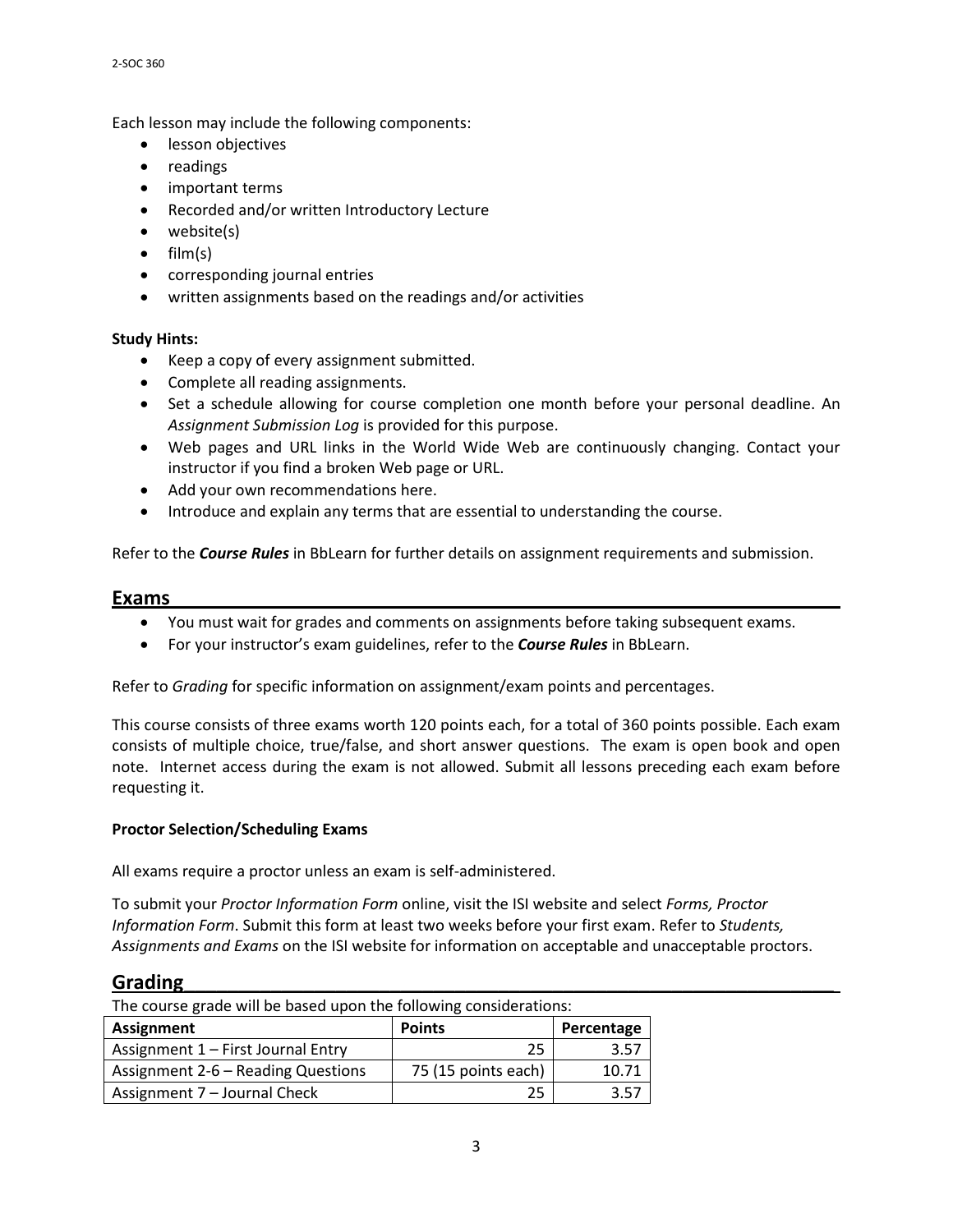Each lesson may include the following components:

- lesson objectives
- readings
- important terms
- Recorded and/or written Introductory Lecture
- website(s)
- film(s)
- corresponding journal entries
- written assignments based on the readings and/or activities

**Study Hints:**

- Keep a copy of every assignment submitted.
- Complete all reading assignments.
- Set a schedule allowing for course completion one month before your personal deadline. An *Assignment Submission Log* is provided for this purpose.
- Web pages and URL links in the World Wide Web are continuously changing. Contact your instructor if you find a broken Web page or URL.
- Add your own recommendations here.
- Introduce and explain any terms that are essential to understanding the course.

Refer to the ***Course Rules*** in BbLearn for further details on assignment requirements and submission.

## Exams

- You must wait for grades and comments on assignments before taking subsequent exams.
- For your instructor's exam guidelines, refer to the ***Course Rules*** in BbLearn.

Refer to *Grading* for specific information on assignment/exam points and percentages.

This course consists of three exams worth 120 points each, for a total of 360 points possible. Each exam consists of multiple choice, true/false, and short answer questions. The exam is open book and open note. Internet access during the exam is not allowed. Submit all lessons preceding each exam before requesting it.

**Proctor Selection/Scheduling Exams**

All exams require a proctor unless an exam is self-administered.

To submit your *Proctor Information Form* online, visit the ISI website and select *Forms, Proctor Information Form*. Submit this form at least two weeks before your first exam. Refer to *Students, Assignments and Exams* on the ISI website for information on acceptable and unacceptable proctors.

## Grading

The course grade will be based upon the following considerations:

| Assignment | Points | Percentage |
|---|---|---|
| Assignment 1 – First Journal Entry | 25 | 3.57 |
| Assignment 2-6 – Reading Questions | 75 (15 points each) | 10.71 |
| Assignment 7 – Journal Check | 25 | 3.57 |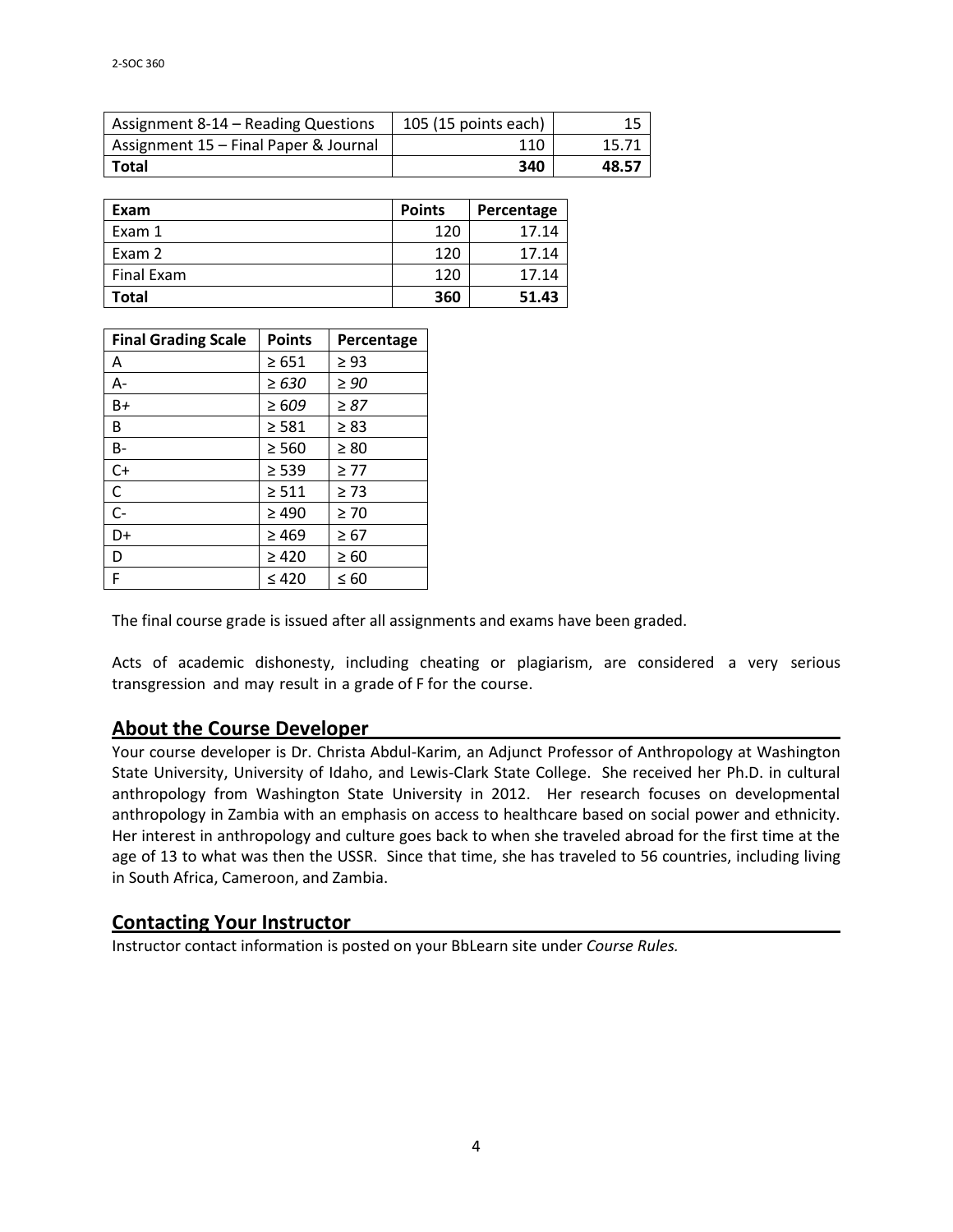| | | |
|---|---|---|
| Assignment 8-14 – Reading Questions | 105 (15 points each) | 15 |
| Assignment 15 – Final Paper & Journal | 110 | 15.71 |
| **Total** | **340** | **48.57** |

| Exam | Points | Percentage |
|---|---|---|
| Exam 1 | 120 | 17.14 |
| Exam 2 | 120 | 17.14 |
| Final Exam | 120 | 17.14 |
| **Total** | **360** | **51.43** |

| Final Grading Scale | Points | Percentage |
|---|---|---|
| A | ≥ 651 | ≥ 93 |
| A- | ≥ *630* | ≥ *90* |
| B+ | ≥ 6*09* | ≥ *87* |
| B | ≥ 581 | ≥ 83 |
| B- | ≥ 560 | ≥ 80 |
| C+ | ≥ 539 | ≥ 77 |
| C | ≥ 511 | ≥ 73 |
| C- | ≥ 490 | ≥ 70 |
| D+ | ≥ 469 | ≥ 67 |
| D | ≥ 420 | ≥ 60 |
| F | ≤ 420 | ≤ 60 |

The final course grade is issued after all assignments and exams have been graded.

Acts of academic dishonesty, including cheating or plagiarism, are considered a very serious transgression and may result in a grade of F for the course.

## About the Course Developer

Your course developer is Dr. Christa Abdul-Karim, an Adjunct Professor of Anthropology at Washington State University, University of Idaho, and Lewis-Clark State College. She received her Ph.D. in cultural anthropology from Washington State University in 2012. Her research focuses on developmental anthropology in Zambia with an emphasis on access to healthcare based on social power and ethnicity. Her interest in anthropology and culture goes back to when she traveled abroad for the first time at the age of 13 to what was then the USSR. Since that time, she has traveled to 56 countries, including living in South Africa, Cameroon, and Zambia.

## Contacting Your Instructor

Instructor contact information is posted on your BbLearn site under *Course Rules.*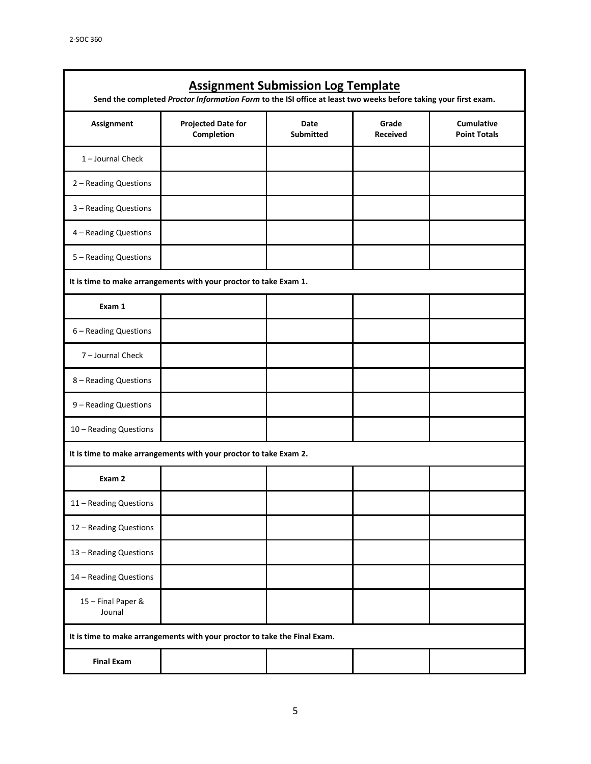## Assignment Submission Log Template

**Send the completed *Proctor Information Form* to the ISI office at least two weeks before taking your first exam.**

| Assignment | Projected Date for Completion | Date Submitted | Grade Received | Cumulative Point Totals |
|---|---|---|---|---|
| 1 – Journal Check | | | | |
| 2 – Reading Questions | | | | |
| 3 – Reading Questions | | | | |
| 4 – Reading Questions | | | | |
| 5 – Reading Questions | | | | |
| **It is time to make arrangements with your proctor to take Exam 1.** | | | | |
| **Exam 1** | | | | |
| 6 – Reading Questions | | | | |
| 7 – Journal Check | | | | |
| 8 – Reading Questions | | | | |
| 9 – Reading Questions | | | | |
| 10 – Reading Questions | | | | |
| **It is time to make arrangements with your proctor to take Exam 2.** | | | | |
| **Exam 2** | | | | |
| 11 – Reading Questions | | | | |
| 12 – Reading Questions | | | | |
| 13 – Reading Questions | | | | |
| 14 – Reading Questions | | | | |
| 15 – Final Paper & Jounal | | | | |
| **It is time to make arrangements with your proctor to take the Final Exam.** | | | | |
| **Final Exam** | | | | |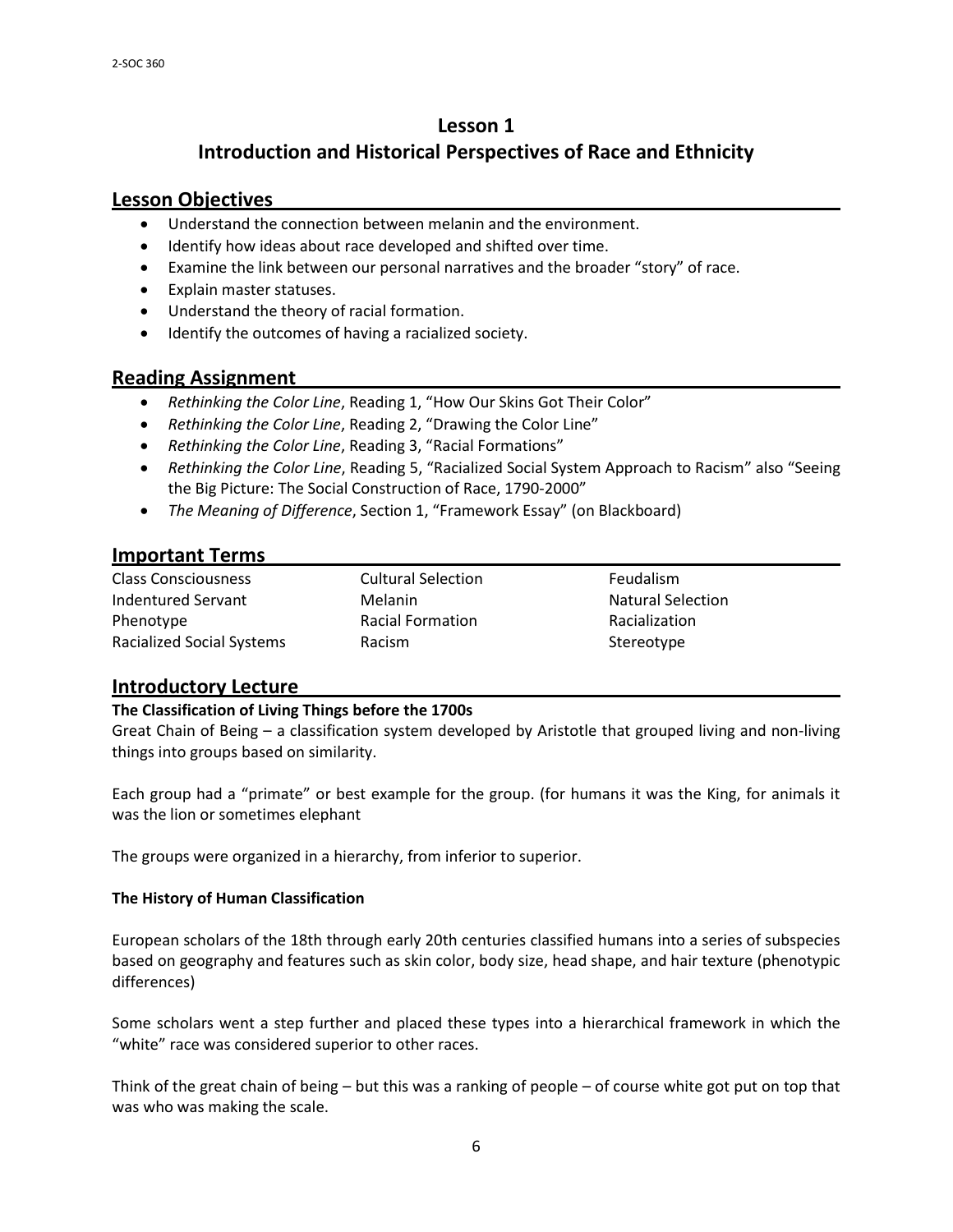# Lesson 1
# Introduction and Historical Perspectives of Race and Ethnicity

## Lesson Objectives

- Understand the connection between melanin and the environment.
- Identify how ideas about race developed and shifted over time.
- Examine the link between our personal narratives and the broader "story" of race.
- Explain master statuses.
- Understand the theory of racial formation.
- Identify the outcomes of having a racialized society.

## Reading Assignment

- *Rethinking the Color Line*, Reading 1, "How Our Skins Got Their Color"
- *Rethinking the Color Line*, Reading 2, "Drawing the Color Line"
- *Rethinking the Color Line*, Reading 3, "Racial Formations"
- *Rethinking the Color Line*, Reading 5, "Racialized Social System Approach to Racism" also "Seeing the Big Picture: The Social Construction of Race, 1790-2000"
- *The Meaning of Difference*, Section 1, "Framework Essay" (on Blackboard)

## Important Terms

| | | |
|---|---|---|
| Class Consciousness | Cultural Selection | Feudalism |
| Indentured Servant | Melanin | Natural Selection |
| Phenotype | Racial Formation | Racialization |
| Racialized Social Systems | Racism | Stereotype |

## Introductory Lecture

**The Classification of Living Things before the 1700s**

Great Chain of Being – a classification system developed by Aristotle that grouped living and non-living things into groups based on similarity.

Each group had a "primate" or best example for the group. (for humans it was the King, for animals it was the lion or sometimes elephant

The groups were organized in a hierarchy, from inferior to superior.

**The History of Human Classification**

European scholars of the 18th through early 20th centuries classified humans into a series of subspecies based on geography and features such as skin color, body size, head shape, and hair texture (phenotypic differences)

Some scholars went a step further and placed these types into a hierarchical framework in which the "white" race was considered superior to other races.

Think of the great chain of being – but this was a ranking of people – of course white got put on top that was who was making the scale.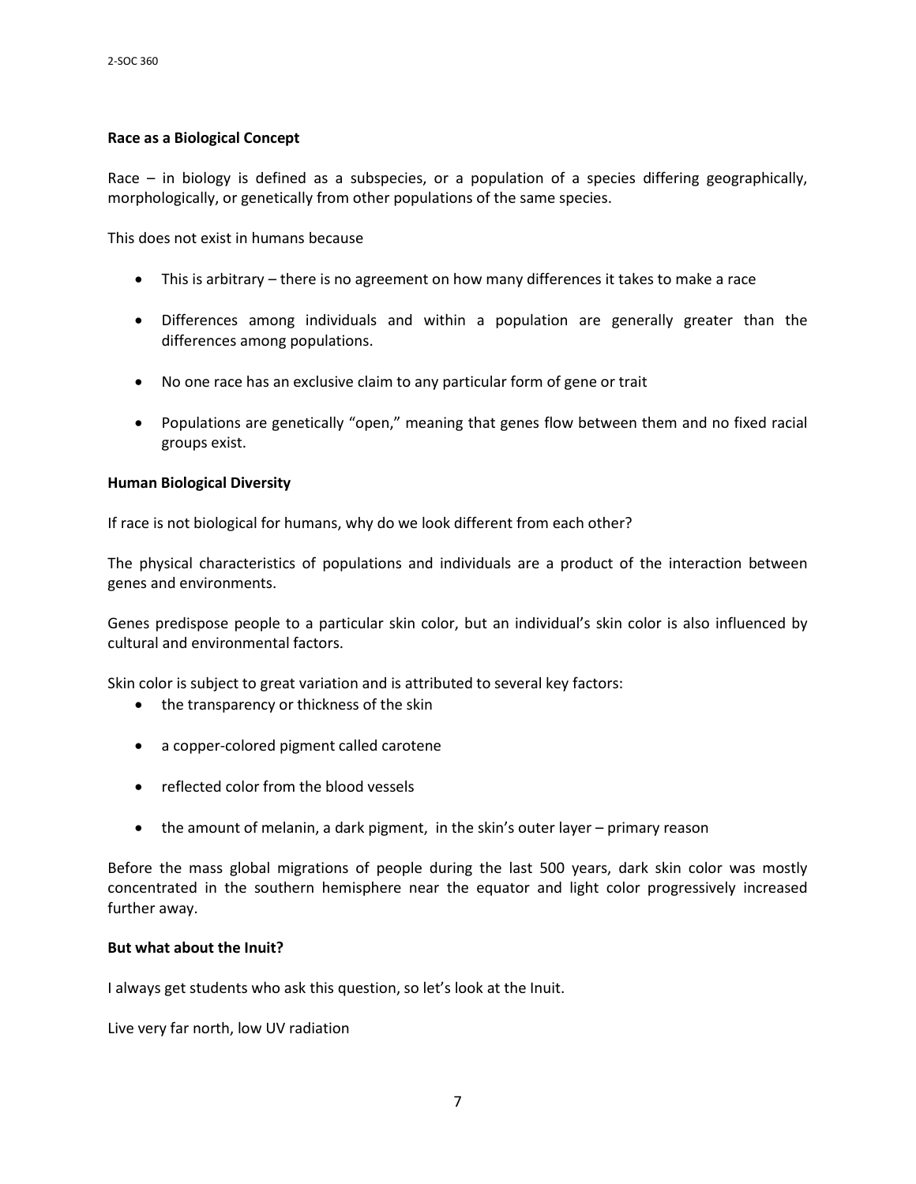**Race as a Biological Concept**

Race – in biology is defined as a subspecies, or a population of a species differing geographically, morphologically, or genetically from other populations of the same species.

This does not exist in humans because

- This is arbitrary – there is no agreement on how many differences it takes to make a race
- Differences among individuals and within a population are generally greater than the differences among populations.
- No one race has an exclusive claim to any particular form of gene or trait
- Populations are genetically "open," meaning that genes flow between them and no fixed racial groups exist.

**Human Biological Diversity**

If race is not biological for humans, why do we look different from each other?

The physical characteristics of populations and individuals are a product of the interaction between genes and environments.

Genes predispose people to a particular skin color, but an individual's skin color is also influenced by cultural and environmental factors.

Skin color is subject to great variation and is attributed to several key factors:

- the transparency or thickness of the skin
- a copper-colored pigment called carotene
- reflected color from the blood vessels
- the amount of melanin, a dark pigment, in the skin's outer layer – primary reason

Before the mass global migrations of people during the last 500 years, dark skin color was mostly concentrated in the southern hemisphere near the equator and light color progressively increased further away.

**But what about the Inuit?**

I always get students who ask this question, so let's look at the Inuit.

Live very far north, low UV radiation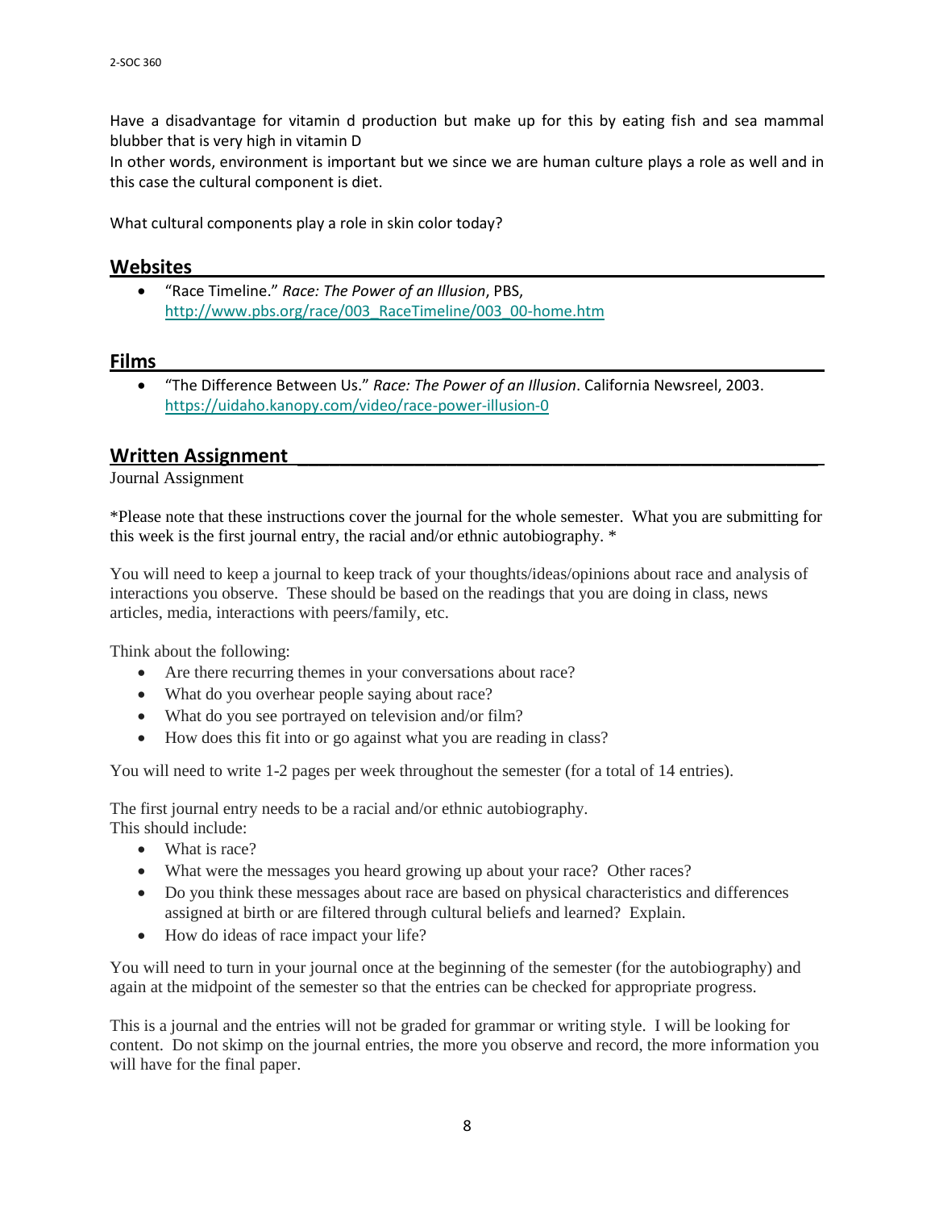Have a disadvantage for vitamin d production but make up for this by eating fish and sea mammal blubber that is very high in vitamin D

In other words, environment is important but we since we are human culture plays a role as well and in this case the cultural component is diet.

What cultural components play a role in skin color today?

## Websites

- "Race Timeline." *Race: The Power of an Illusion*, PBS, [http://www.pbs.org/race/003_RaceTimeline/003_00-home.htm](http://www.pbs.org/race/003_RaceTimeline/003_00-home.htm)

## Films

- "The Difference Between Us." *Race: The Power of an Illusion*. California Newsreel, 2003. [https://uidaho.kanopy.com/video/race-power-illusion-0](https://uidaho.kanopy.com/video/race-power-illusion-0)

## Written Assignment

Journal Assignment

*Please note that these instructions cover the journal for the whole semester. What you are submitting for this week is the first journal entry, the racial and/or ethnic autobiography. *

You will need to keep a journal to keep track of your thoughts/ideas/opinions about race and analysis of interactions you observe. These should be based on the readings that you are doing in class, news articles, media, interactions with peers/family, etc.

Think about the following:

- Are there recurring themes in your conversations about race?
- What do you overhear people saying about race?
- What do you see portrayed on television and/or film?
- How does this fit into or go against what you are reading in class?

You will need to write 1-2 pages per week throughout the semester (for a total of 14 entries).

The first journal entry needs to be a racial and/or ethnic autobiography.
This should include:

- What is race?
- What were the messages you heard growing up about your race? Other races?
- Do you think these messages about race are based on physical characteristics and differences assigned at birth or are filtered through cultural beliefs and learned? Explain.
- How do ideas of race impact your life?

You will need to turn in your journal once at the beginning of the semester (for the autobiography) and again at the midpoint of the semester so that the entries can be checked for appropriate progress.

This is a journal and the entries will not be graded for grammar or writing style. I will be looking for content. Do not skimp on the journal entries, the more you observe and record, the more information you will have for the final paper.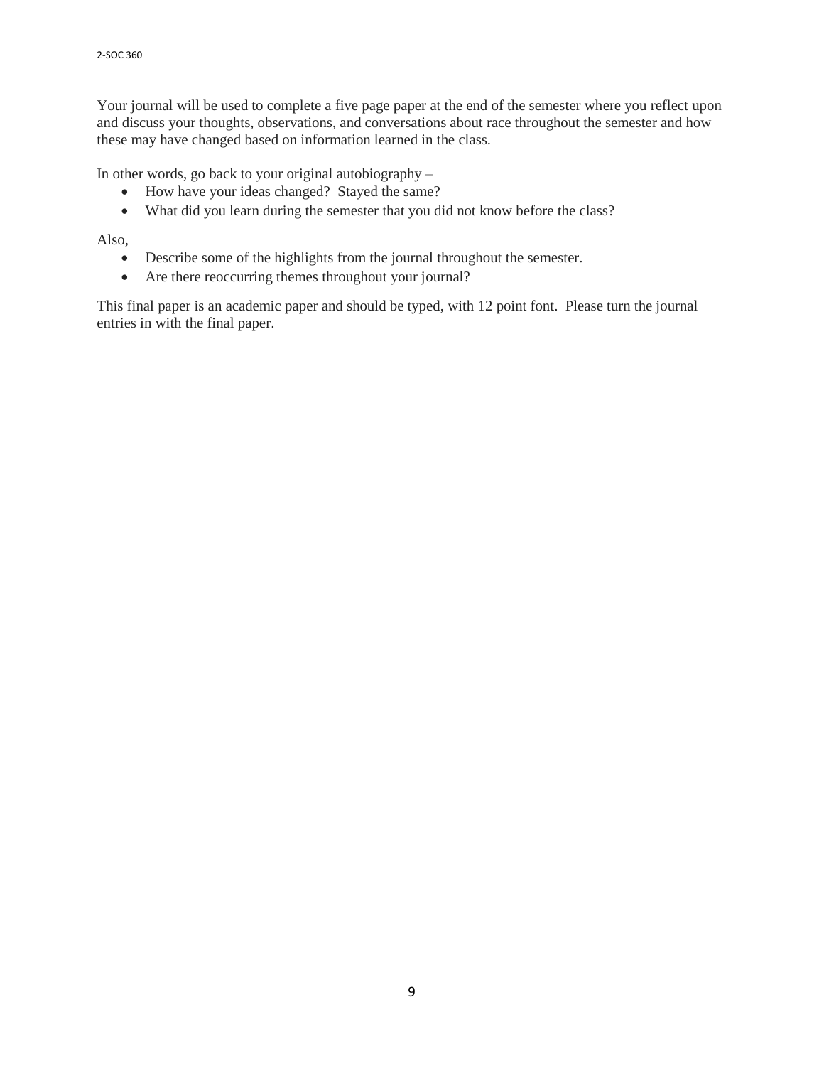Your journal will be used to complete a five page paper at the end of the semester where you reflect upon and discuss your thoughts, observations, and conversations about race throughout the semester and how these may have changed based on information learned in the class.

In other words, go back to your original autobiography –

- How have your ideas changed? Stayed the same?
- What did you learn during the semester that you did not know before the class?

Also,

- Describe some of the highlights from the journal throughout the semester.
- Are there reoccurring themes throughout your journal?

This final paper is an academic paper and should be typed, with 12 point font. Please turn the journal entries in with the final paper.